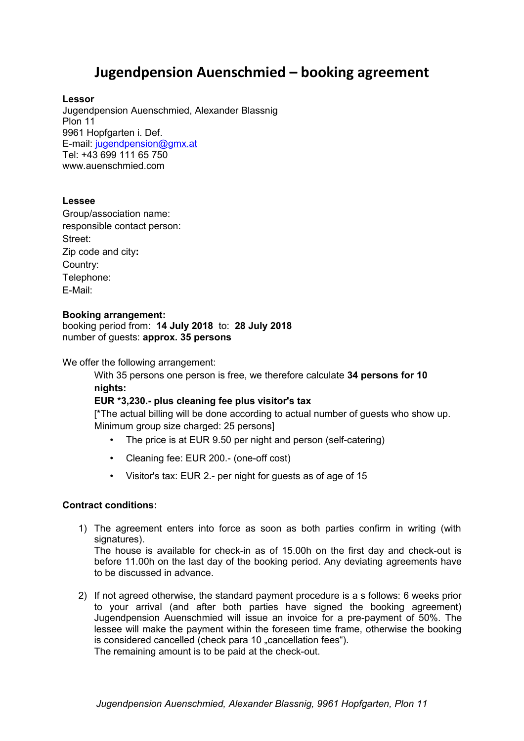# Jugendpension Auenschmied – booking agreement

**Lessor**
Jugendpension Auenschmied, Alexander Blassnig
Plon 11
9961 Hopfgarten i. Def.
E-mail: jugendpension@gmx.at
Tel: +43 699 111 65 750
www.auenschmied.com

**Lessee**
Group/association name:
responsible contact person:
Street:
Zip code and city**:**
Country:
Telephone:
E-Mail:

**Booking arrangement:**
booking period from: **14 July 2018** to: **28 July 2018**
number of guests: **approx. 35 persons**

We offer the following arrangement:

With 35 persons one person is free, we therefore calculate **34 persons for 10 nights:**

**EUR *3,230.- plus cleaning fee plus visitor's tax**

[*The actual billing will be done according to actual number of guests who show up. Minimum group size charged: 25 persons]

- The price is at EUR 9.50 per night and person (self-catering)
- Cleaning fee: EUR 200.- (one-off cost)
- Visitor's tax: EUR 2.- per night for guests as of age of 15

**Contract conditions:**

1) The agreement enters into force as soon as both parties confirm in writing (with signatures).
The house is available for check-in as of 15.00h on the first day and check-out is before 11.00h on the last day of the booking period. Any deviating agreements have to be discussed in advance.

2) If not agreed otherwise, the standard payment procedure is a s follows: 6 weeks prior to your arrival (and after both parties have signed the booking agreement) Jugendpension Auenschmied will issue an invoice for a pre-payment of 50%. The lessee will make the payment within the foreseen time frame, otherwise the booking is considered cancelled (check para 10 „cancellation fees“).
The remaining amount is to be paid at the check-out.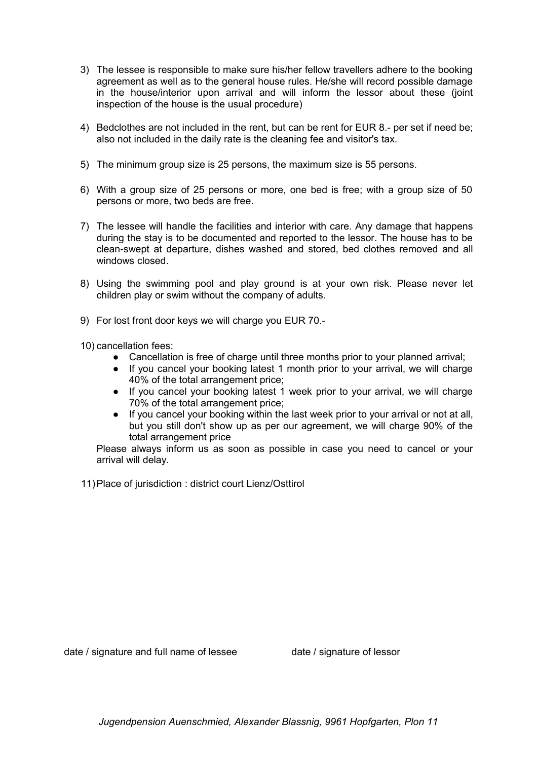3) The lessee is responsible to make sure his/her fellow travellers adhere to the booking agreement as well as to the general house rules. He/she will record possible damage in the house/interior upon arrival and will inform the lessor about these (joint inspection of the house is the usual procedure)

4) Bedclothes are not included in the rent, but can be rent for EUR 8.- per set if need be; also not included in the daily rate is the cleaning fee and visitor's tax.

5) The minimum group size is 25 persons, the maximum size is 55 persons.

6) With a group size of 25 persons or more, one bed is free; with a group size of 50 persons or more, two beds are free.

7) The lessee will handle the facilities and interior with care. Any damage that happens during the stay is to be documented and reported to the lessor. The house has to be clean-swept at departure, dishes washed and stored, bed clothes removed and all windows closed.

8) Using the swimming pool and play ground is at your own risk. Please never let children play or swim without the company of adults.

9) For lost front door keys we will charge you EUR 70.-

10) cancellation fees:
    - Cancellation is free of charge until three months prior to your planned arrival;
    - If you cancel your booking latest 1 month prior to your arrival, we will charge 40% of the total arrangement price;
    - If you cancel your booking latest 1 week prior to your arrival, we will charge 70% of the total arrangement price;
    - If you cancel your booking within the last week prior to your arrival or not at all, but you still don't show up as per our agreement, we will charge 90% of the total arrangement price

    Please always inform us as soon as possible in case you need to cancel or your arrival will delay.

11) Place of jurisdiction : district court Lienz/Osttirol

date / signature and full name of lessee | date / signature of lessor

*Jugendpension Auenschmied, Alexander Blassnig, 9961 Hopfgarten, Plon 11*